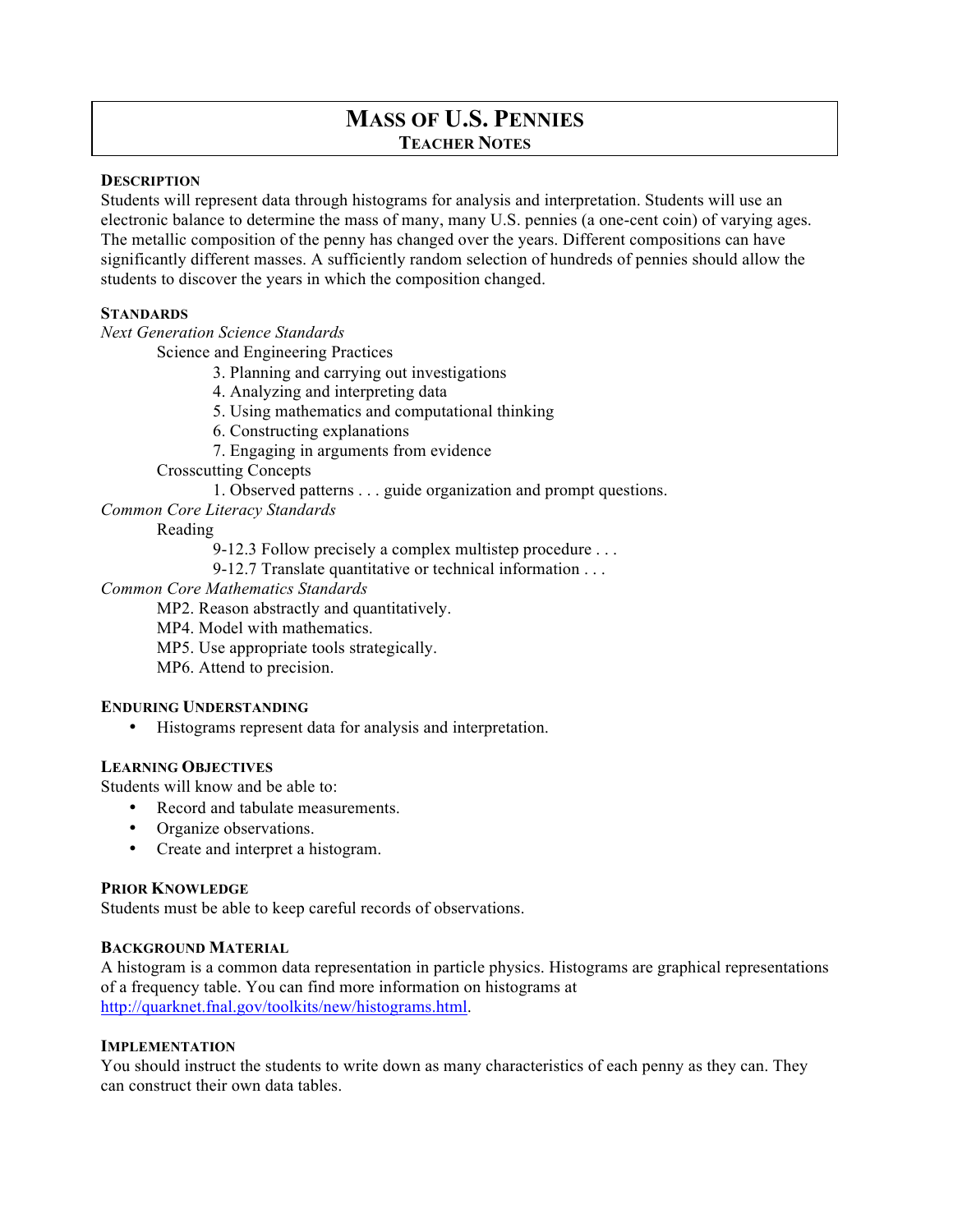# MASS OF U.S. PENNIES

## TEACHER NOTES

### DESCRIPTION

Students will represent data through histograms for analysis and interpretation. Students will use an electronic balance to determine the mass of many, many U.S. pennies (a one-cent coin) of varying ages. The metallic composition of the penny has changed over the years. Different compositions can have significantly different masses. A sufficiently random selection of hundreds of pennies should allow the students to discover the years in which the composition changed.

### STANDARDS

*Next Generation Science Standards*

- Science and Engineering Practices
  - 3. Planning and carrying out investigations
  - 4. Analyzing and interpreting data
  - 5. Using mathematics and computational thinking
  - 6. Constructing explanations
  - 7. Engaging in arguments from evidence
- Crosscutting Concepts
  - 1. Observed patterns . . . guide organization and prompt questions.

*Common Core Literacy Standards*

- Reading
  - 9-12.3 Follow precisely a complex multistep procedure . . .
  - 9-12.7 Translate quantitative or technical information . . .

*Common Core Mathematics Standards*

- MP2. Reason abstractly and quantitatively.
- MP4. Model with mathematics.
- MP5. Use appropriate tools strategically.
- MP6. Attend to precision.

### ENDURING UNDERSTANDING

- Histograms represent data for analysis and interpretation.

### LEARNING OBJECTIVES

Students will know and be able to:

- Record and tabulate measurements.
- Organize observations.
- Create and interpret a histogram.

### PRIOR KNOWLEDGE

Students must be able to keep careful records of observations.

### BACKGROUND MATERIAL

A histogram is a common data representation in particle physics. Histograms are graphical representations of a frequency table. You can find more information on histograms at http://quarknet.fnal.gov/toolkits/new/histograms.html.

### IMPLEMENTATION

You should instruct the students to write down as many characteristics of each penny as they can. They can construct their own data tables.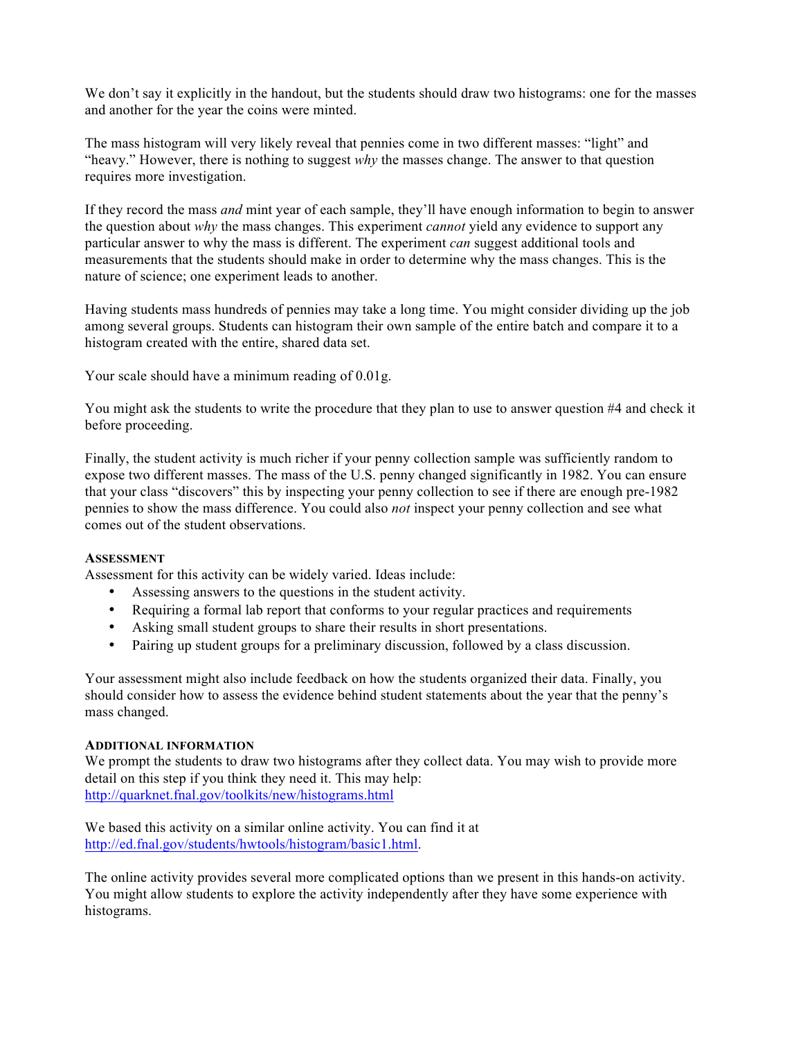We don't say it explicitly in the handout, but the students should draw two histograms: one for the masses and another for the year the coins were minted.

The mass histogram will very likely reveal that pennies come in two different masses: "light" and "heavy." However, there is nothing to suggest *why* the masses change. The answer to that question requires more investigation.

If they record the mass *and* mint year of each sample, they'll have enough information to begin to answer the question about *why* the mass changes. This experiment *cannot* yield any evidence to support any particular answer to why the mass is different. The experiment *can* suggest additional tools and measurements that the students should make in order to determine why the mass changes. This is the nature of science; one experiment leads to another.

Having students mass hundreds of pennies may take a long time. You might consider dividing up the job among several groups. Students can histogram their own sample of the entire batch and compare it to a histogram created with the entire, shared data set.

Your scale should have a minimum reading of 0.01g.

You might ask the students to write the procedure that they plan to use to answer question #4 and check it before proceeding.

Finally, the student activity is much richer if your penny collection sample was sufficiently random to expose two different masses. The mass of the U.S. penny changed significantly in 1982. You can ensure that your class "discovers" this by inspecting your penny collection to see if there are enough pre-1982 pennies to show the mass difference. You could also *not* inspect your penny collection and see what comes out of the student observations.

### ASSESSMENT

Assessment for this activity can be widely varied. Ideas include:

- Assessing answers to the questions in the student activity.
- Requiring a formal lab report that conforms to your regular practices and requirements
- Asking small student groups to share their results in short presentations.
- Pairing up student groups for a preliminary discussion, followed by a class discussion.

Your assessment might also include feedback on how the students organized their data. Finally, you should consider how to assess the evidence behind student statements about the year that the penny's mass changed.

### ADDITIONAL INFORMATION

We prompt the students to draw two histograms after they collect data. You may wish to provide more detail on this step if you think they need it. This may help:
[http://quarknet.fnal.gov/toolkits/new/histograms.html](http://quarknet.fnal.gov/toolkits/new/histograms.html)

We based this activity on a similar online activity. You can find it at [http://ed.fnal.gov/students/hwtools/histogram/basic1.html](http://ed.fnal.gov/students/hwtools/histogram/basic1.html).

The online activity provides several more complicated options than we present in this hands-on activity. You might allow students to explore the activity independently after they have some experience with histograms.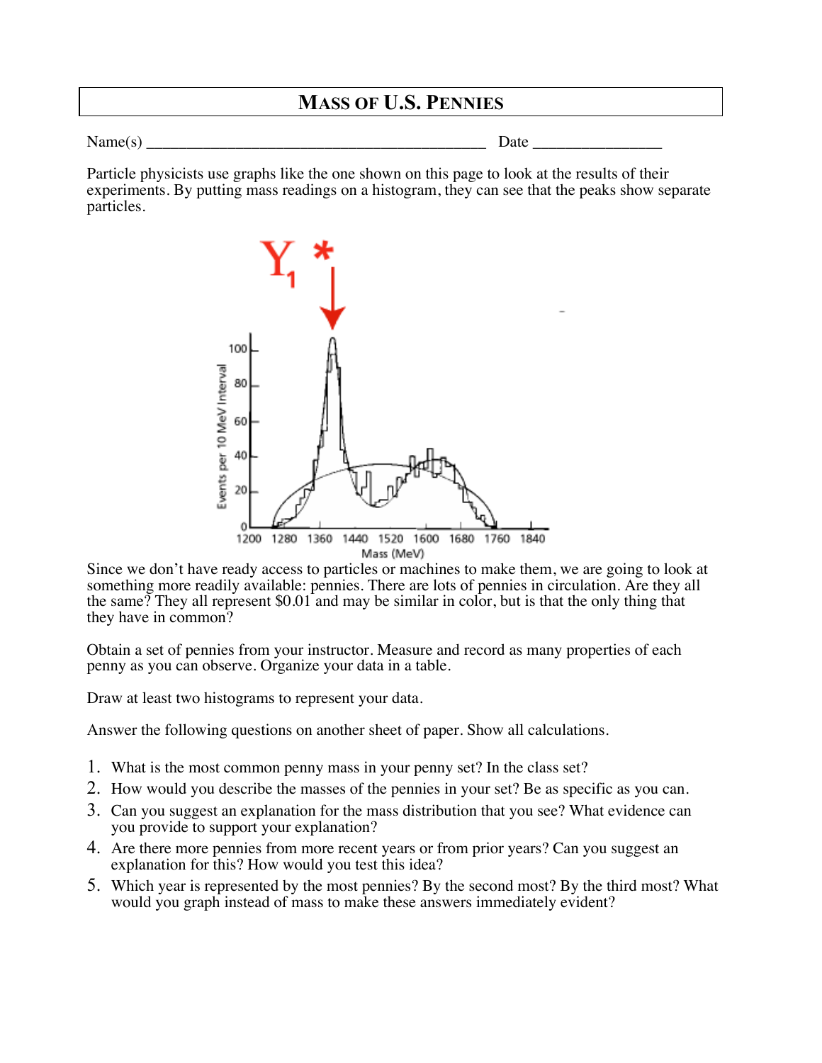# MASS OF U.S. PENNIES

Name(s) ____________________________________________ Date ________________

Particle physicists use graphs like the one shown on this page to look at the results of their experiments. By putting mass readings on a histogram, they can see that the peaks show separate particles.

$Y_1$ *

Events per 10 MeV Interval

100
80
60
40
20
0

1200 1280 1360 1440 1520 1600 1680 1760 1840

Mass (MeV)

Since we don't have ready access to particles or machines to make them, we are going to look at something more readily available: pennies. There are lots of pennies in circulation. Are they all the same? They all represent $0.01 and may be similar in color, but is that the only thing that they have in common?

Obtain a set of pennies from your instructor. Measure and record as many properties of each penny as you can observe. Organize your data in a table.

Draw at least two histograms to represent your data.

Answer the following questions on another sheet of paper. Show all calculations.

1. What is the most common penny mass in your penny set? In the class set?
2. How would you describe the masses of the pennies in your set? Be as specific as you can.
3. Can you suggest an explanation for the mass distribution that you see? What evidence can you provide to support your explanation?
4. Are there more pennies from more recent years or from prior years? Can you suggest an explanation for this? How would you test this idea?
5. Which year is represented by the most pennies? By the second most? By the third most? What would you graph instead of mass to make these answers immediately evident?